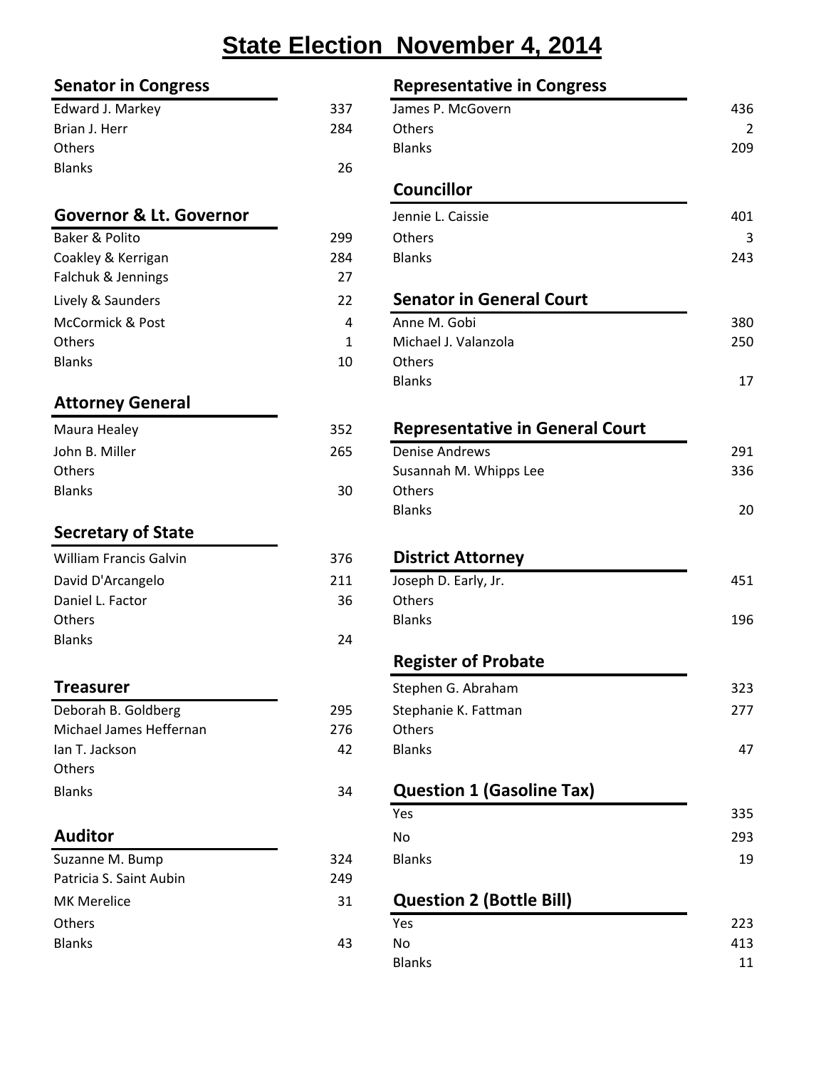# State Election November 4, 2014

### Senator in Congress

| | |
|---|---|
| Edward J. Markey | 337 |
| Brian J. Herr | 284 |
| Others | |
| Blanks | 26 |

### Governor & Lt. Governor

| | |
|---|---|
| Baker & Polito | 299 |
| Coakley & Kerrigan | 284 |
| Falchuk & Jennings | 27 |
| Lively & Saunders | 22 |
| McCormick & Post | 4 |
| Others | 1 |
| Blanks | 10 |

### Attorney General

| | |
|---|---|
| Maura Healey | 352 |
| John B. Miller | 265 |
| Others | |
| Blanks | 30 |

### Secretary of State

| | |
|---|---|
| William Francis Galvin | 376 |
| David D'Arcangelo | 211 |
| Daniel L. Factor | 36 |
| Others | |
| Blanks | 24 |

### Treasurer

| | |
|---|---|
| Deborah B. Goldberg | 295 |
| Michael James Heffernan | 276 |
| Ian T. Jackson | 42 |
| Others | |
| Blanks | 34 |

### Auditor

| | |
|---|---|
| Suzanne M. Bump | 324 |
| Patricia S. Saint Aubin | 249 |
| MK Merelice | 31 |
| Others | |
| Blanks | 43 |

### Representative in Congress

| | |
|---|---|
| James P. McGovern | 436 |
| Others | 2 |
| Blanks | 209 |

### Councillor

| | |
|---|---|
| Jennie L. Caissie | 401 |
| Others | 3 |
| Blanks | 243 |

### Senator in General Court

| | |
|---|---|
| Anne M. Gobi | 380 |
| Michael J. Valanzola | 250 |
| Others | |
| Blanks | 17 |

### Representative in General Court

| | |
|---|---|
| Denise Andrews | 291 |
| Susannah M. Whipps Lee | 336 |
| Others | |
| Blanks | 20 |

### District Attorney

| | |
|---|---|
| Joseph D. Early, Jr. | 451 |
| Others | |
| Blanks | 196 |

### Register of Probate

| | |
|---|---|
| Stephen G. Abraham | 323 |
| Stephanie K. Fattman | 277 |
| Others | |
| Blanks | 47 |

### Question 1 (Gasoline Tax)

| | |
|---|---|
| Yes | 335 |
| No | 293 |
| Blanks | 19 |

### Question 2 (Bottle Bill)

| | |
|---|---|
| Yes | 223 |
| No | 413 |
| Blanks | 11 |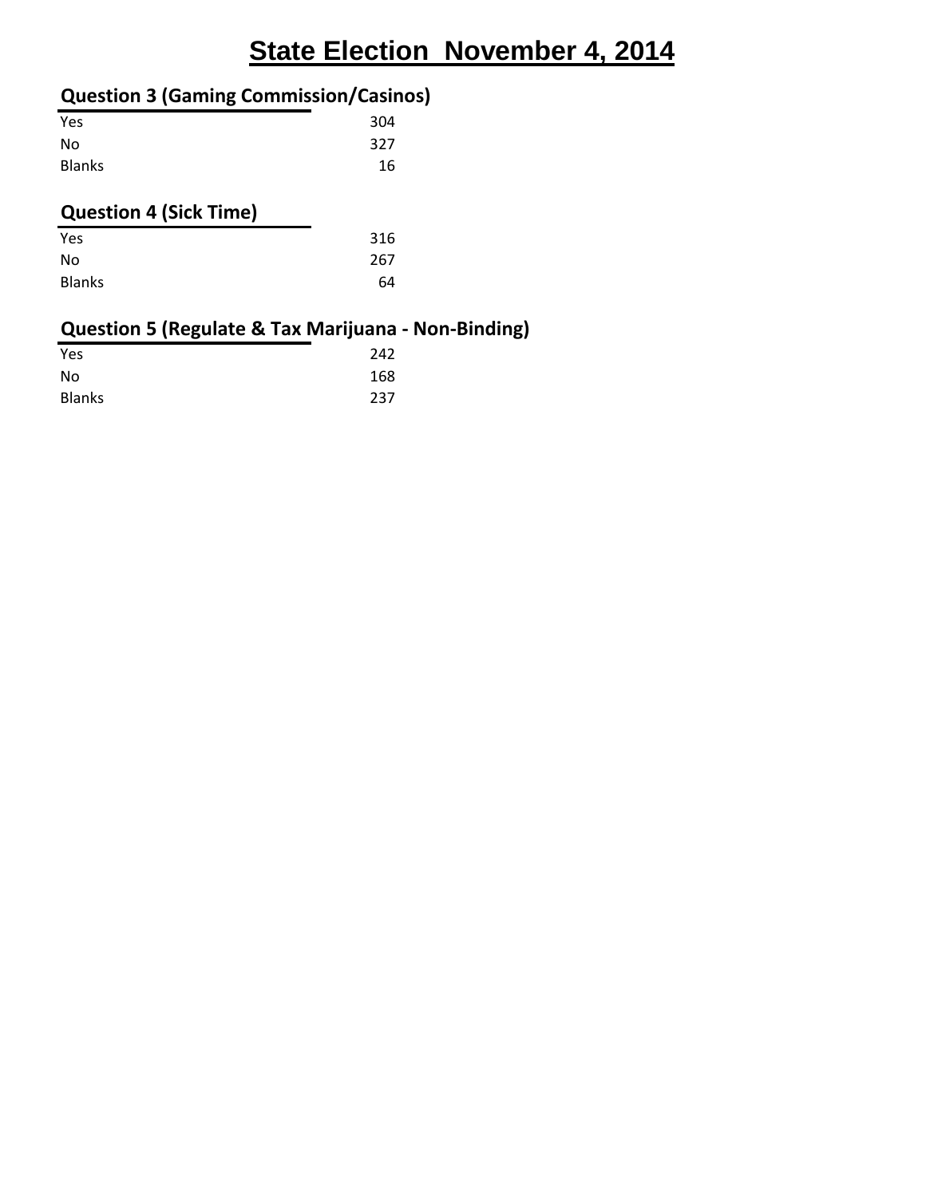# State Election November 4, 2014

## Question 3 (Gaming Commission/Casinos)

| | |
|---|---|
| Yes | 304 |
| No | 327 |
| Blanks | 16 |

## Question 4 (Sick Time)

| | |
|---|---|
| Yes | 316 |
| No | 267 |
| Blanks | 64 |

## Question 5 (Regulate & Tax Marijuana - Non-Binding)

| | |
|---|---|
| Yes | 242 |
| No | 168 |
| Blanks | 237 |